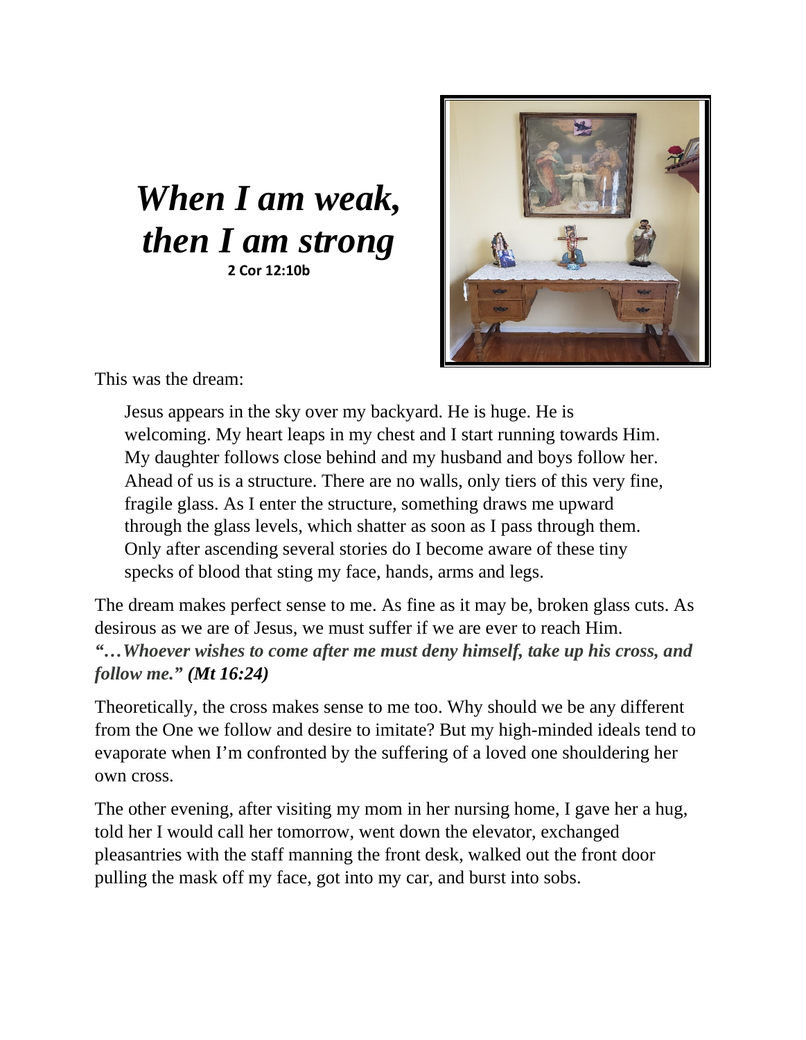# *When I am weak, then I am strong*

**2 Cor 12:10b**

This was the dream:

> Jesus appears in the sky over my backyard. He is huge. He is welcoming. My heart leaps in my chest and I start running towards Him. My daughter follows close behind and my husband and boys follow her. Ahead of us is a structure. There are no walls, only tiers of this very fine, fragile glass. As I enter the structure, something draws me upward through the glass levels, which shatter as soon as I pass through them. Only after ascending several stories do I become aware of these tiny specks of blood that sting my face, hands, arms and legs.

The dream makes perfect sense to me. As fine as it may be, broken glass cuts. As desirous as we are of Jesus, we must suffer if we are ever to reach Him. ***"…Whoever wishes to come after me must deny himself, take up his cross, and follow me." (Mt 16:24)***

Theoretically, the cross makes sense to me too. Why should we be any different from the One we follow and desire to imitate? But my high-minded ideals tend to evaporate when I'm confronted by the suffering of a loved one shouldering her own cross.

The other evening, after visiting my mom in her nursing home, I gave her a hug, told her I would call her tomorrow, went down the elevator, exchanged pleasantries with the staff manning the front desk, walked out the front door pulling the mask off my face, got into my car, and burst into sobs.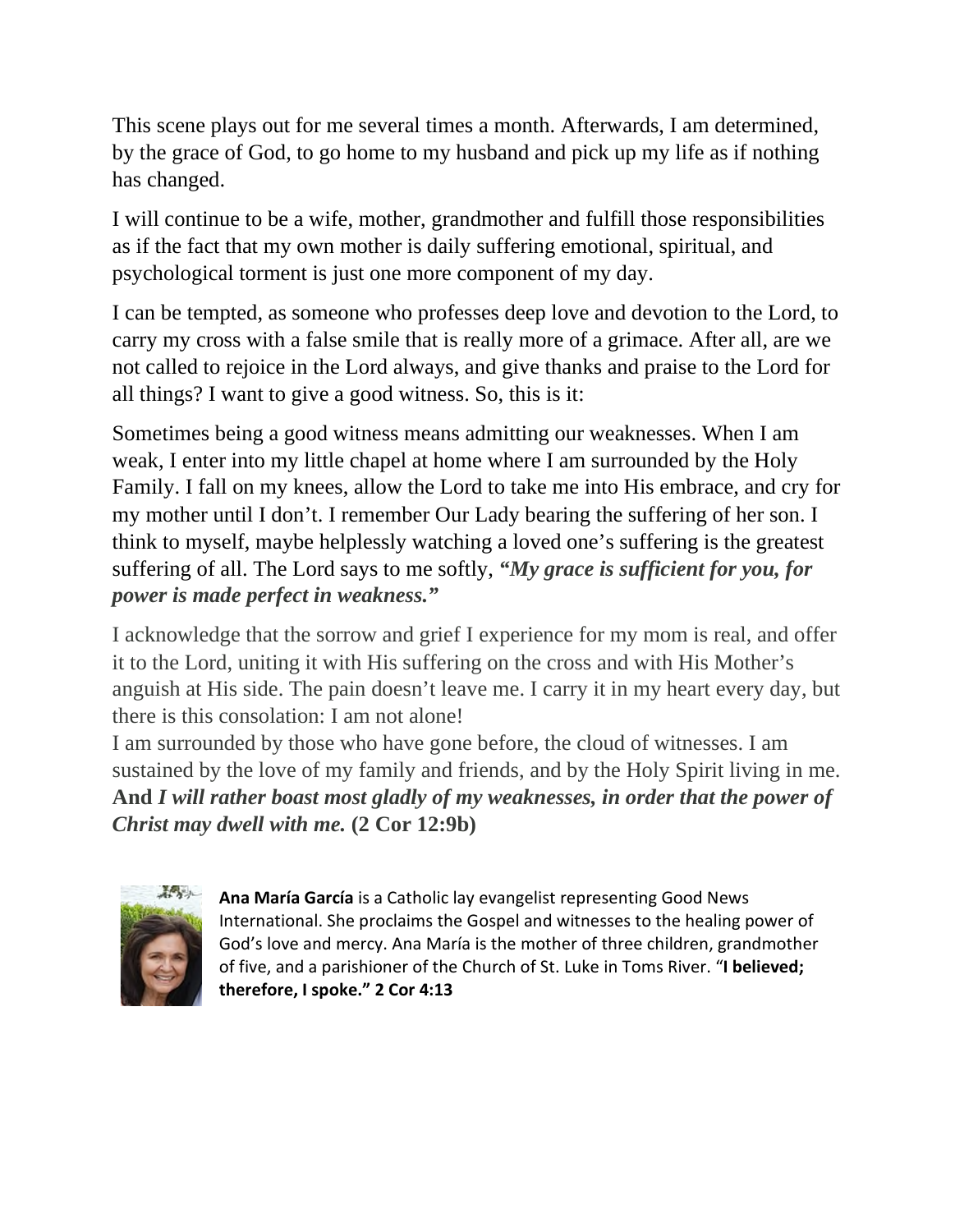This scene plays out for me several times a month. Afterwards, I am determined, by the grace of God, to go home to my husband and pick up my life as if nothing has changed.

I will continue to be a wife, mother, grandmother and fulfill those responsibilities as if the fact that my own mother is daily suffering emotional, spiritual, and psychological torment is just one more component of my day.

I can be tempted, as someone who professes deep love and devotion to the Lord, to carry my cross with a false smile that is really more of a grimace. After all, are we not called to rejoice in the Lord always, and give thanks and praise to the Lord for all things? I want to give a good witness. So, this is it:

Sometimes being a good witness means admitting our weaknesses. When I am weak, I enter into my little chapel at home where I am surrounded by the Holy Family. I fall on my knees, allow the Lord to take me into His embrace, and cry for my mother until I don't. I remember Our Lady bearing the suffering of her son. I think to myself, maybe helplessly watching a loved one's suffering is the greatest suffering of all. The Lord says to me softly, ***"My grace is sufficient for you, for power is made perfect in weakness."***

I acknowledge that the sorrow and grief I experience for my mom is real, and offer it to the Lord, uniting it with His suffering on the cross and with His Mother's anguish at His side. The pain doesn't leave me. I carry it in my heart every day, but there is this consolation: I am not alone!

I am surrounded by those who have gone before, the cloud of witnesses. I am sustained by the love of my family and friends, and by the Holy Spirit living in me. **And *I will rather boast most gladly of my weaknesses, in order that the power of Christ may dwell with me.* (2 Cor 12:9b)**

**Ana María García** is a Catholic lay evangelist representing Good News International. She proclaims the Gospel and witnesses to the healing power of God's love and mercy. Ana María is the mother of three children, grandmother of five, and a parishioner of the Church of St. Luke in Toms River. "**I believed; therefore, I spoke." 2 Cor 4:13**